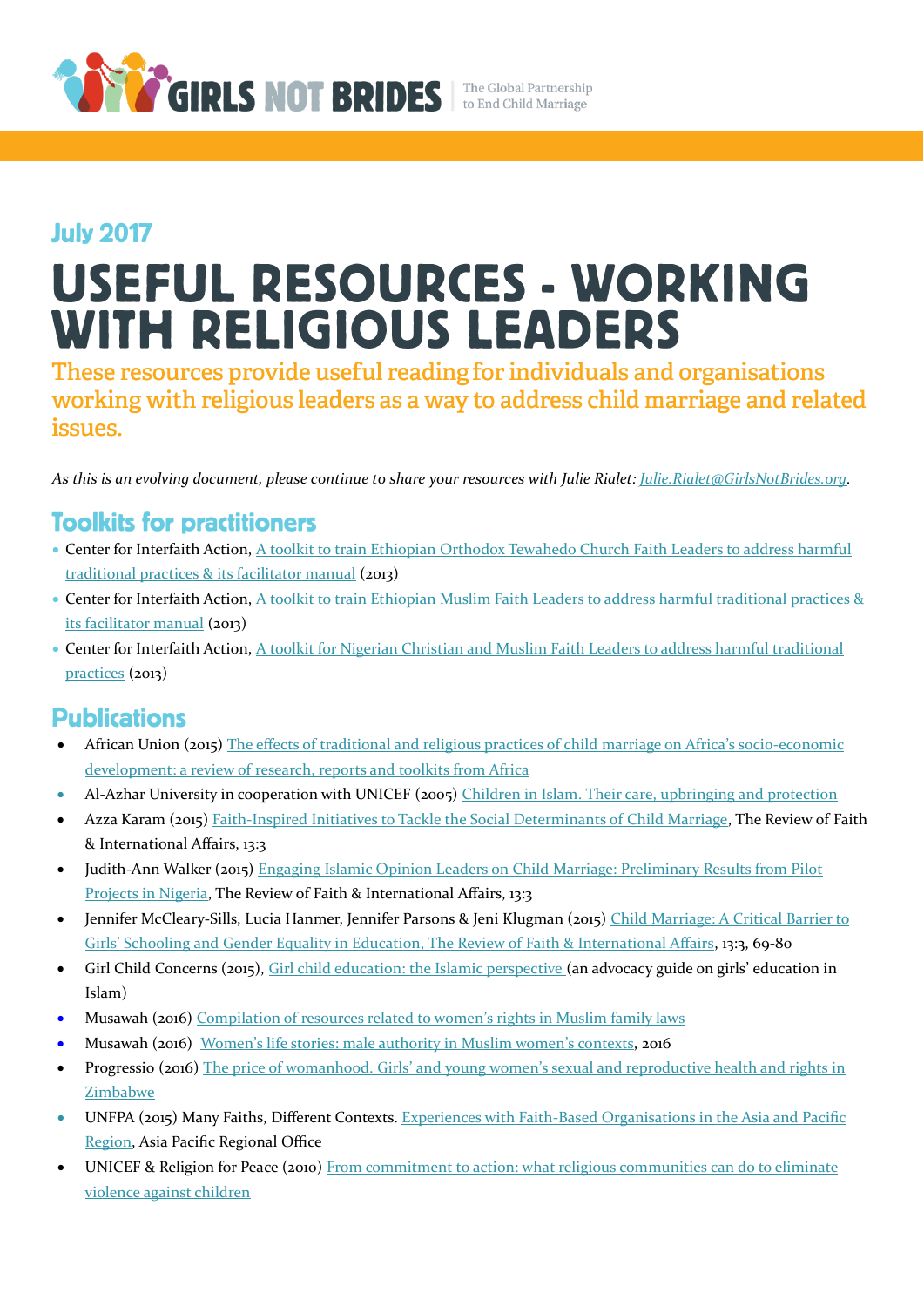GIRLS NOT BRIDES | The Global Partnership to End Child Marriage

July 2017

# USEFUL RESOURCES - WORKING WITH RELIGIOUS LEADERS

**These resources provide useful reading for individuals and organisations working with religious leaders as a way to address child marriage and related issues.**

*As this is an evolving document, please continue to share your resources with Julie Rialet: Julie.Rialet@GirlsNotBrides.org.*

## Toolkits for practitioners

- Center for Interfaith Action, A toolkit to train Ethiopian Orthodox Tewahedo Church Faith Leaders to address harmful traditional practices & its facilitator manual (2013)
- Center for Interfaith Action, A toolkit to train Ethiopian Muslim Faith Leaders to address harmful traditional practices & its facilitator manual (2013)
- Center for Interfaith Action, A toolkit for Nigerian Christian and Muslim Faith Leaders to address harmful traditional practices (2013)

## Publications

- African Union (2015) The effects of traditional and religious practices of child marriage on Africa's socio-economic development: a review of research, reports and toolkits from Africa
- Al-Azhar University in cooperation with UNICEF (2005) Children in Islam. Their care, upbringing and protection
- Azza Karam (2015) Faith-Inspired Initiatives to Tackle the Social Determinants of Child Marriage, The Review of Faith & International Affairs, 13:3
- Judith-Ann Walker (2015) Engaging Islamic Opinion Leaders on Child Marriage: Preliminary Results from Pilot Projects in Nigeria, The Review of Faith & International Affairs, 13:3
- Jennifer McCleary-Sills, Lucia Hanmer, Jennifer Parsons & Jeni Klugman (2015) Child Marriage: A Critical Barrier to Girls' Schooling and Gender Equality in Education, The Review of Faith & International Affairs, 13:3, 69-80
- Girl Child Concerns (2015), Girl child education: the Islamic perspective (an advocacy guide on girls' education in Islam)
- Musawah (2016) Compilation of resources related to women's rights in Muslim family laws
- Musawah (2016) Women's life stories: male authority in Muslim women's contexts, 2016
- Progressio (2016) The price of womanhood. Girls' and young women's sexual and reproductive health and rights in Zimbabwe
- UNFPA (2015) Many Faiths, Different Contexts. Experiences with Faith-Based Organisations in the Asia and Pacific Region, Asia Pacific Regional Office
- UNICEF & Religion for Peace (2010) From commitment to action: what religious communities can do to eliminate violence against children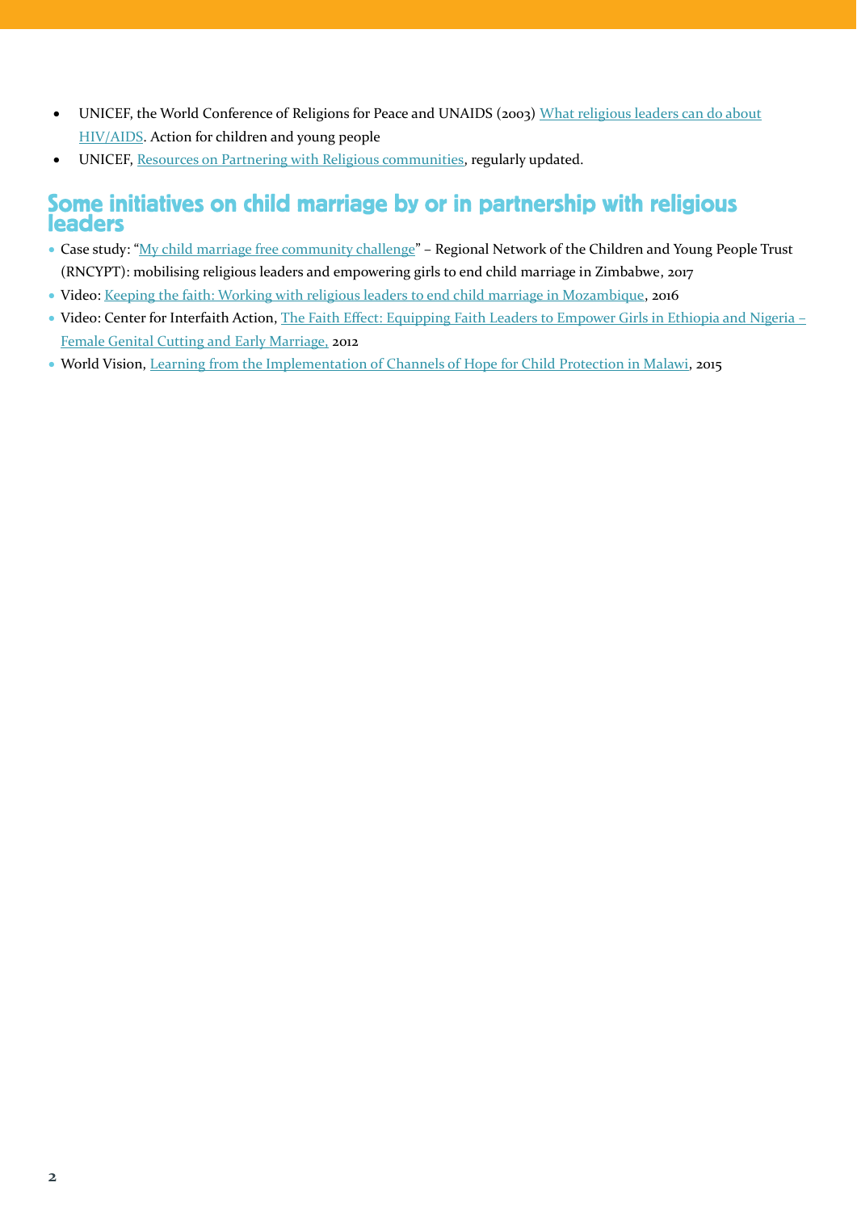- UNICEF, the World Conference of Religions for Peace and UNAIDS (2003) What religious leaders can do about HIV/AIDS. Action for children and young people
- UNICEF, Resources on Partnering with Religious communities, regularly updated.

## Some initiatives on child marriage by or in partnership with religious leaders

- Case study: "My child marriage free community challenge" – Regional Network of the Children and Young People Trust (RNCYPT): mobilising religious leaders and empowering girls to end child marriage in Zimbabwe, 2017
- Video: Keeping the faith: Working with religious leaders to end child marriage in Mozambique, 2016
- Video: Center for Interfaith Action, The Faith Effect: Equipping Faith Leaders to Empower Girls in Ethiopia and Nigeria – Female Genital Cutting and Early Marriage, 2012
- World Vision, Learning from the Implementation of Channels of Hope for Child Protection in Malawi, 2015